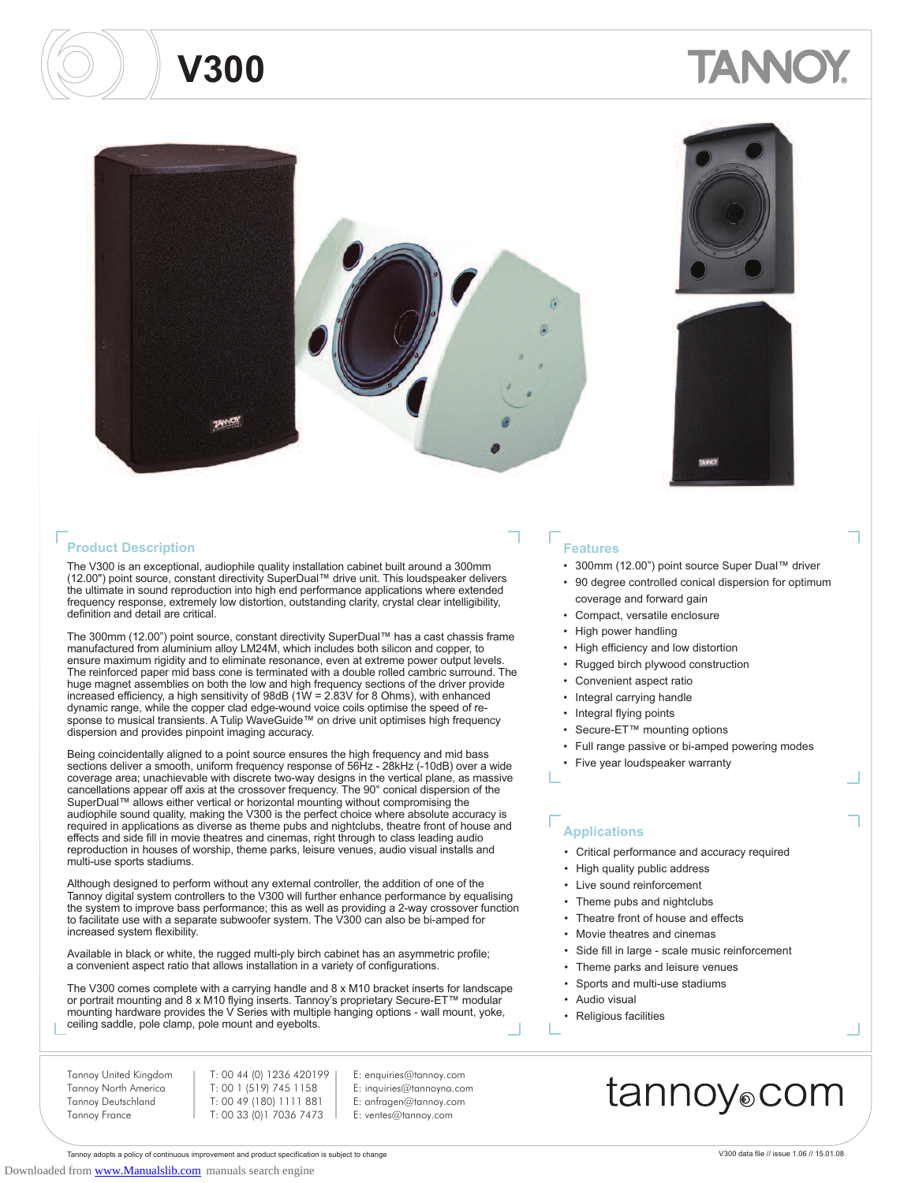# V300

TANNOY

## Product Description

The V300 is an exceptional, audiophile quality installation cabinet built around a 300mm (12.00") point source, constant directivity SuperDual™ drive unit. This loudspeaker delivers the ultimate in sound reproduction into high end performance applications where extended frequency response, extremely low distortion, outstanding clarity, crystal clear intelligibility, definition and detail are critical.

The 300mm (12.00") point source, constant directivity SuperDual™ has a cast chassis frame manufactured from aluminium alloy LM24M, which includes both silicon and copper, to ensure maximum rigidity and to eliminate resonance, even at extreme power output levels. The reinforced paper mid bass cone is terminated with a double rolled cambric surround. The huge magnet assemblies on both the low and high frequency sections of the driver provide increased efficiency, a high sensitivity of 98dB (1W = 2.83V for 8 Ohms), with enhanced dynamic range, while the copper clad edge-wound voice coils optimise the speed of response to musical transients. A Tulip WaveGuide™ on drive unit optimises high frequency dispersion and provides pinpoint imaging accuracy.

Being coincidentally aligned to a point source ensures the high frequency and mid bass sections deliver a smooth, uniform frequency response of 56Hz - 28kHz (-10dB) over a wide coverage area; unachievable with discrete two-way designs in the vertical plane, as massive cancellations appear off axis at the crossover frequency. The 90° conical dispersion of the SuperDual™ allows either vertical or horizontal mounting without compromising the audiophile sound quality, making the V300 is the perfect choice where absolute accuracy is required in applications as diverse as theme pubs and nightclubs, theatre front of house and effects and side fill in movie theatres and cinemas, right through to class leading audio reproduction in houses of worship, theme parks, leisure venues, audio visual installs and multi-use sports stadiums.

Although designed to perform without any external controller, the addition of one of the Tannoy digital system controllers to the V300 will further enhance performance by equalising the system to improve bass performance; this as well as providing a 2-way crossover function to facilitate use with a separate subwoofer system. The V300 can also be bi-amped for increased system flexibility.

Available in black or white, the rugged multi-ply birch cabinet has an asymmetric profile; a convenient aspect ratio that allows installation in a variety of configurations.

The V300 comes complete with a carrying handle and 8 x M10 bracket inserts for landscape or portrait mounting and 8 x M10 flying inserts. Tannoy's proprietary Secure-ET™ modular mounting hardware provides the V Series with multiple hanging options - wall mount, yoke, ceiling saddle, pole clamp, pole mount and eyebolts.

## Features

- 300mm (12.00") point source Super Dual™ driver
- 90 degree controlled conical dispersion for optimum coverage and forward gain
- Compact, versatile enclosure
- High power handling
- High efficiency and low distortion
- Rugged birch plywood construction
- Convenient aspect ratio
- Integral carrying handle
- Integral flying points
- Secure-ET™ mounting options
- Full range passive or bi-amped powering modes
- Five year loudspeaker warranty

## Applications

- Critical performance and accuracy required
- High quality public address
- Live sound reinforcement
- Theme pubs and nightclubs
- Theatre front of house and effects
- Movie theatres and cinemas
- Side fill in large - scale music reinforcement
- Theme parks and leisure venues
- Sports and multi-use stadiums
- Audio visual
- Religious facilities

| | | |
|---|---|---|
| Tannoy United Kingdom | T: 00 44 (0) 1236 420199 | E: enquiries@tannoy.com |
| Tannoy North America | T: 00 1 (519) 745 1158 | E: inquiries@tannoyna.com |
| Tannoy Deutschland | T: 00 49 (180) 1111 881 | E: anfragen@tannoy.com |
| Tannoy France | T: 00 33 (0)1 7036 7473 | E: ventes@tannoy.com |

tannoy.com

Tannoy adopts a policy of continuous improvement and product specification is subject to change

V300 data file // issue 1.06 // 15.01.08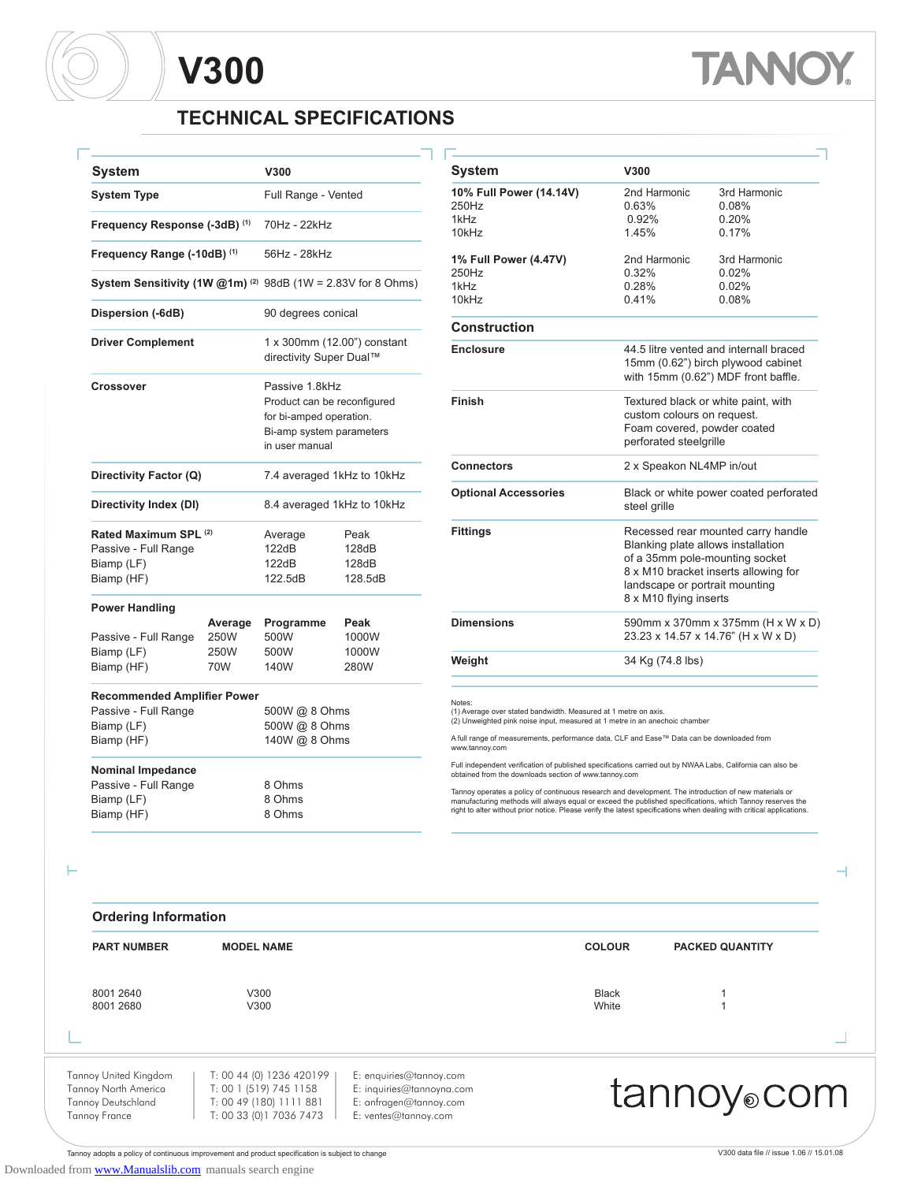# V300

## TECHNICAL SPECIFICATIONS

| System | V300 | | |
|---|---|---|---|
| **System Type** | Full Range - Vented | | |
| **Frequency Response (-3dB)** [1] | 70Hz - 22kHz | | |
| **Frequency Range (-10dB)** [1] | 56Hz - 28kHz | | |
| **System Sensitivity (1W @1m)** [2] | 98dB (1W = 2.83V for 8 Ohms) | | |
| **Dispersion (-6dB)** | 90 degrees conical | | |
| **Driver Complement** | 1 x 300mm (12.00") constant directivity Super Dual™ | | |
| **Crossover** | Passive 1.8kHz<br>Product can be reconfigured for bi-amped operation.<br>Bi-amp system parameters in user manual | | |
| **Directivity Factor (Q)** | 7.4 averaged 1kHz to 10kHz | | |
| **Directivity Index (DI)** | 8.4 averaged 1kHz to 10kHz | | |

| **Rated Maximum SPL** [2] | Average | Peak |
|---|---|---|
| Passive - Full Range | 122dB | 128dB |
| Biamp (LF) | 122dB | 128dB |
| Biamp (HF) | 122.5dB | 128.5dB |

| **Power Handling** | Average | Programme | Peak |
|---|---|---|---|
| Passive - Full Range | 250W | 500W | 1000W |
| Biamp (LF) | 250W | 500W | 1000W |
| Biamp (HF) | 70W | 140W | 280W |

| **Recommended Amplifier Power** | |
|---|---|
| Passive - Full Range | 500W @ 8 Ohms |
| Biamp (LF) | 500W @ 8 Ohms |
| Biamp (HF) | 140W @ 8 Ohms |

| **Nominal Impedance** | |
|---|---|
| Passive - Full Range | 8 Ohms |
| Biamp (LF) | 8 Ohms |
| Biamp (HF) | 8 Ohms |

| System | V300 | |
|---|---|---|
| **10% Full Power (14.14V)** | 2nd Harmonic | 3rd Harmonic |
| 250Hz | 0.63% | 0.08% |
| 1kHz | 0.92% | 0.20% |
| 10kHz | 1.45% | 0.17% |
| **1% Full Power (4.47V)** | 2nd Harmonic | 3rd Harmonic |
| 250Hz | 0.32% | 0.02% |
| 1kHz | 0.28% | 0.02% |
| 10kHz | 0.41% | 0.08% |

| Construction | |
|---|---|
| **Enclosure** | 44.5 litre vented and internall braced 15mm (0.62") birch plywood cabinet with 15mm (0.62") MDF front baffle. |
| **Finish** | Textured black or white paint, with custom colours on request. Foam covered, powder coated perforated steelgrille |
| **Connectors** | 2 x Speakon NL4MP in/out |
| **Optional Accessories** | Black or white power coated perforated steel grille |
| **Fittings** | Recessed rear mounted carry handle<br>Blanking plate allows installation of a 35mm pole-mounting socket<br>8 x M10 bracket inserts allowing for landscape or portrait mounting<br>8 x M10 flying inserts |
| **Dimensions** | 590mm x 370mm x 375mm (H x W x D)<br>23.23 x 14.57 x 14.76" (H x W x D) |
| **Weight** | 34 Kg (74.8 lbs) |

Notes:
(1) Average over stated bandwidth. Measured at 1 metre on axis.
(2) Unweighted pink noise input, measured at 1 metre in an anechoic chamber

A full range of measurements, performance data, CLF and Ease™ Data can be downloaded from www.tannoy.com

Full independent verification of published specifications carried out by NWAA Labs, California can also be obtained from the downloads section of www.tannoy.com

Tannoy operates a policy of continuous research and development. The introduction of new materials or manufacturing methods will always equal or exceed the published specifications, which Tannoy reserves the right to alter without prior notice. Please verify the latest specifications when dealing with critical applications.

## Ordering Information

| PART NUMBER | MODEL NAME | COLOUR | PACKED QUANTITY |
|---|---|---|---|
| 8001 2640 | V300 | Black | 1 |
| 8001 2680 | V300 | White | 1 |

| | | |
|---|---|---|
| Tannoy United Kingdom | T: 00 44 (0) 1236 420199 | E: enquiries@tannoy.com |
| Tannoy North America | T: 00 1 (519) 745 1158 | E: inquiries@tannoyna.com |
| Tannoy Deutschland | T: 00 49 (180) 1111 881 | E: anfragen@tannoy.com |
| Tannoy France | T: 00 33 (0)1 7036 7473 | E: ventes@tannoy.com |

tannoy.com

Tannoy adopts a policy of continuous improvement and product specification is subject to change

V300 data file // issue 1.06 // 15.01.08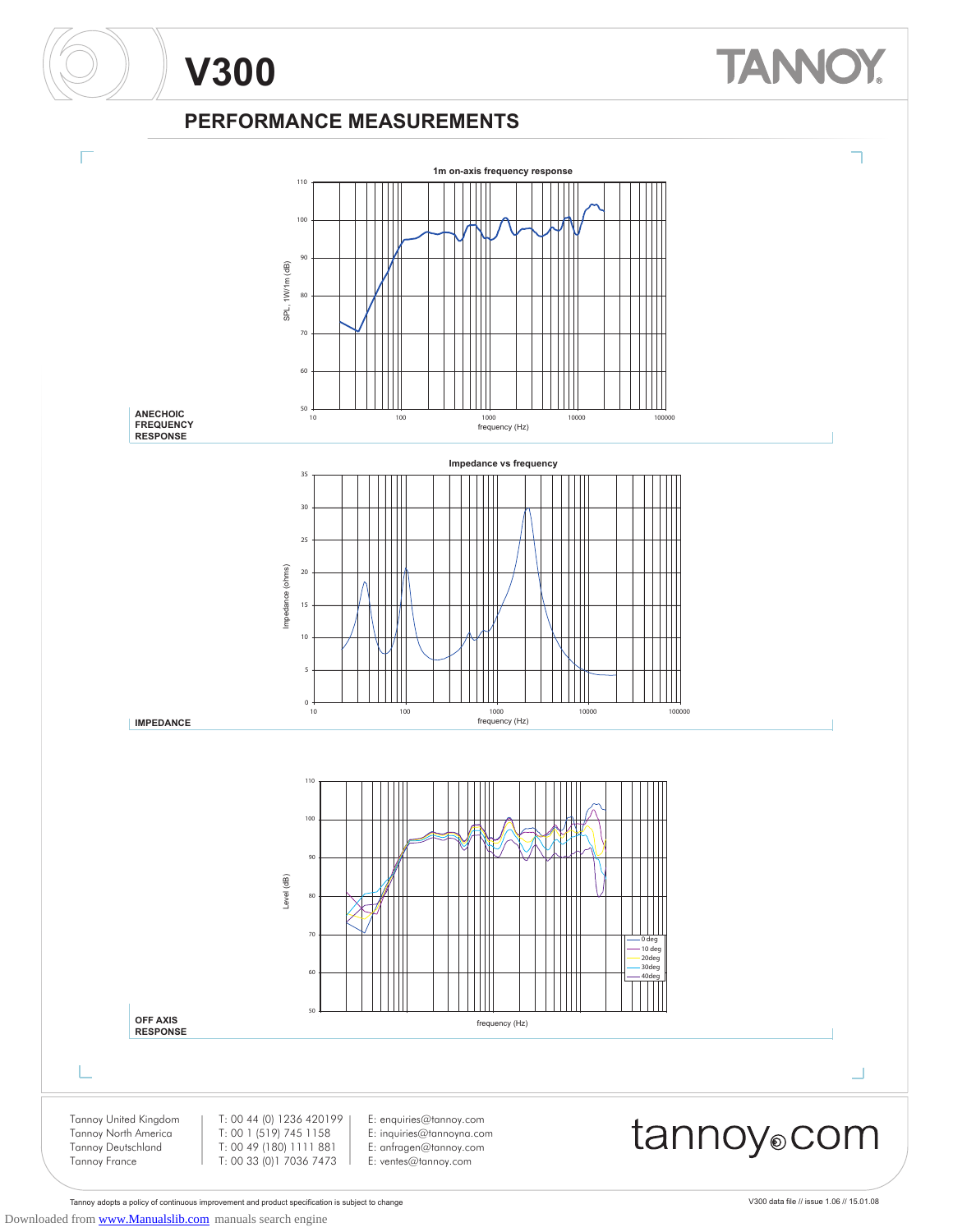# V300

## PERFORMANCE MEASUREMENTS

**1m on-axis frequency response**

SPL, 1W/1m (dB)

frequency (Hz)

**ANECHOIC FREQUENCY RESPONSE**

**Impedance vs frequency**

Impedance (ohms)

frequency (Hz)

**IMPEDANCE**

Level (dB)

frequency (Hz)

0 deg
10 deg
20deg
30deg
40deg

**OFF AXIS RESPONSE**

Tannoy United Kingdom | T: 00 44 (0) 1236 420199 | E: enquiries@tannoy.com
Tannoy North America | T: 00 1 (519) 745 1158 | E: inquiries@tannoyna.com
Tannoy Deutschland | T: 00 49 (180) 1111 881 | E: anfragen@tannoy.com
Tannoy France | T: 00 33 (0)1 7036 7473 | E: ventes@tannoy.com

tannoy.com

Tannoy adopts a policy of continuous improvement and product specification is subject to change

V300 data file // issue 1.06 // 15.01.08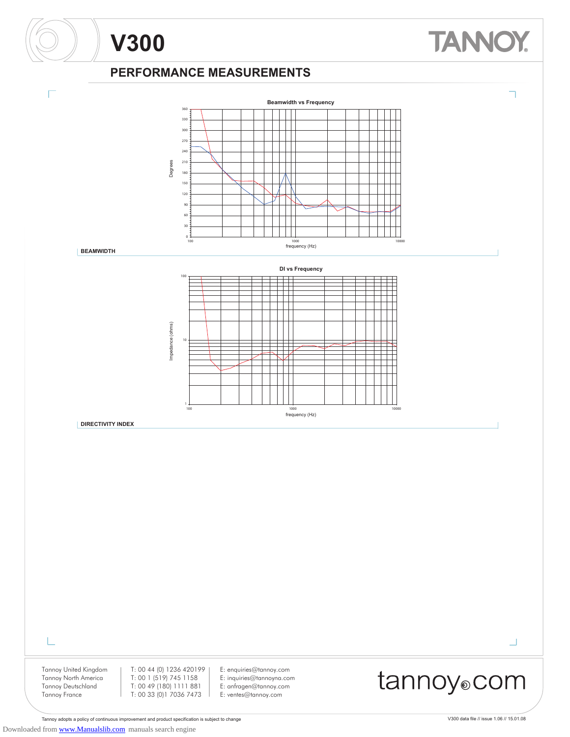# V300

## PERFORMANCE MEASUREMENTS

Beamwidth vs Frequency

BEAMWIDTH

DI vs Frequency

DIRECTIVITY INDEX

Tannoy United Kingdom | T: 00 44 (0) 1236 420199 | E: enquiries@tannoy.com
Tannoy North America | T: 00 1 (519) 745 1158 | E: inquiries@tannoyna.com
Tannoy Deutschland | T: 00 49 (180) 1111 881 | E: anfragen@tannoy.com
Tannoy France | T: 00 33 (0)1 7036 7473 | E: ventes@tannoy.com

tannoy.com

Tannoy adopts a policy of continuous improvement and product specification is subject to change

V300 data file // issue 1.06 // 15.01.08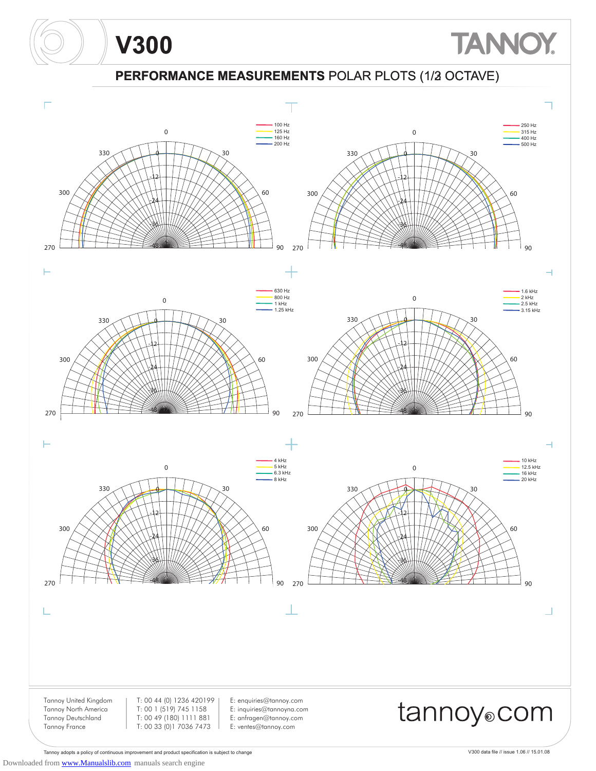# V300

**PERFORMANCE MEASUREMENTS** POLAR PLOTS (1/3 OCTAVE)

- 100 Hz
- 125 Hz
- 160 Hz
- 200 Hz

- 250 Hz
- 315 Hz
- 400 Hz
- 500 Hz

- 630 Hz
- 800 Hz
- 1 kHz
- 1.25 kHz

- 1.6 kHz
- 2 kHz
- 2.5 kHz
- 3.15 kHz

- 4 kHz
- 5 kHz
- 6.3 kHz
- 8 kHz

- 10 kHz
- 12.5 kHz
- 16 kHz
- 20 kHz

| | | |
|---|---|---|
| Tannoy United Kingdom | T: 00 44 (0) 1236 420199 | E: enquiries@tannoy.com |
| Tannoy North America | T: 00 1 (519) 745 1158 | E: inquiries@tannoyna.com |
| Tannoy Deutschland | T: 00 49 (180) 1111 881 | E: anfragen@tannoy.com |
| Tannoy France | T: 00 33 (0)1 7036 7473 | E: ventes@tannoy.com |

tannoy.com

Tannoy adopts a policy of continuous improvement and product specification is subject to change

V300 data file // issue 1.06 // 15.01.08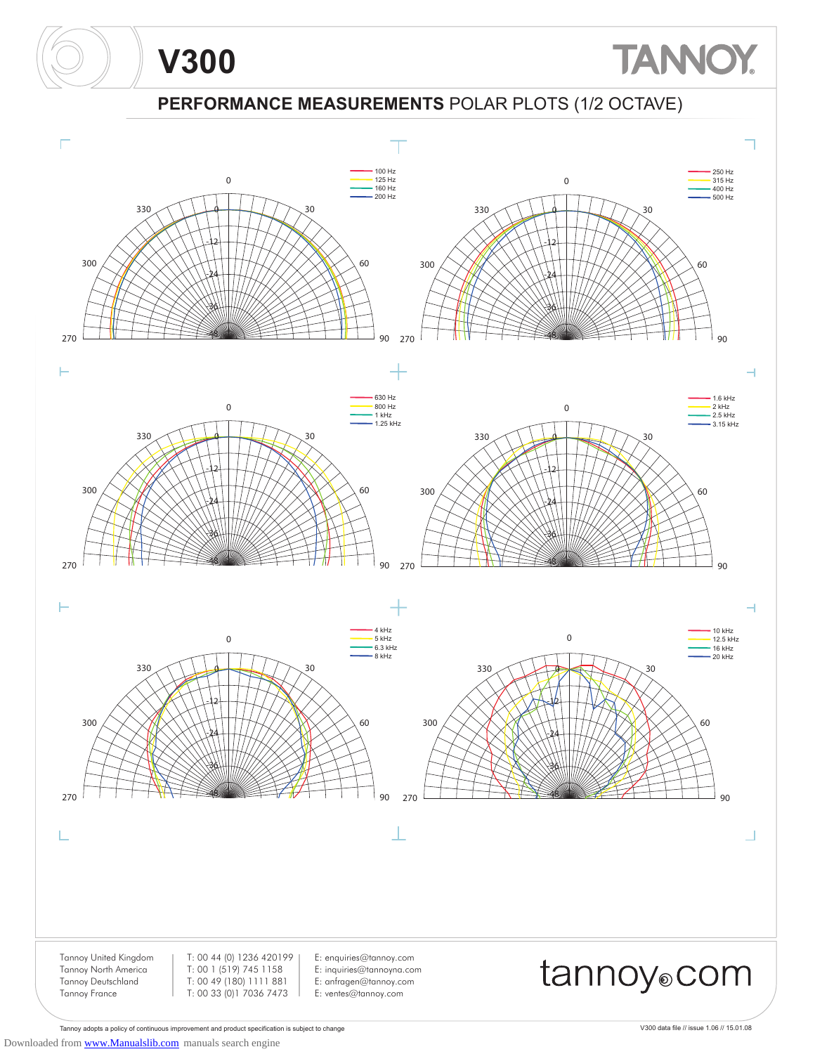# V300

## PERFORMANCE MEASUREMENTS POLAR PLOTS (1/2 OCTAVE)

100 Hz
125 Hz
160 Hz
200 Hz

250 Hz
315 Hz
400 Hz
500 Hz

630 Hz
800 Hz
1 kHz
1.25 kHz

1.6 kHz
2 kHz
2.5 kHz
3.15 kHz

4 kHz
5 kHz
6.3 kHz
8 kHz

10 kHz
12.5 kHz
16 kHz
20 kHz

Tannoy United Kingdom — T: 00 44 (0) 1236 420199 — E: enquiries@tannoy.com
Tannoy North America — T: 00 1 (519) 745 1158 — E: inquiries@tannoyna.com
Tannoy Deutschland — T: 00 49 (180) 1111 881 — E: anfragen@tannoy.com
Tannoy France — T: 00 33 (0)1 7036 7473 — E: ventes@tannoy.com

tannoy.com

Tannoy adopts a policy of continuous improvement and product specification is subject to change

V300 data file // issue 1.06 // 15.01.08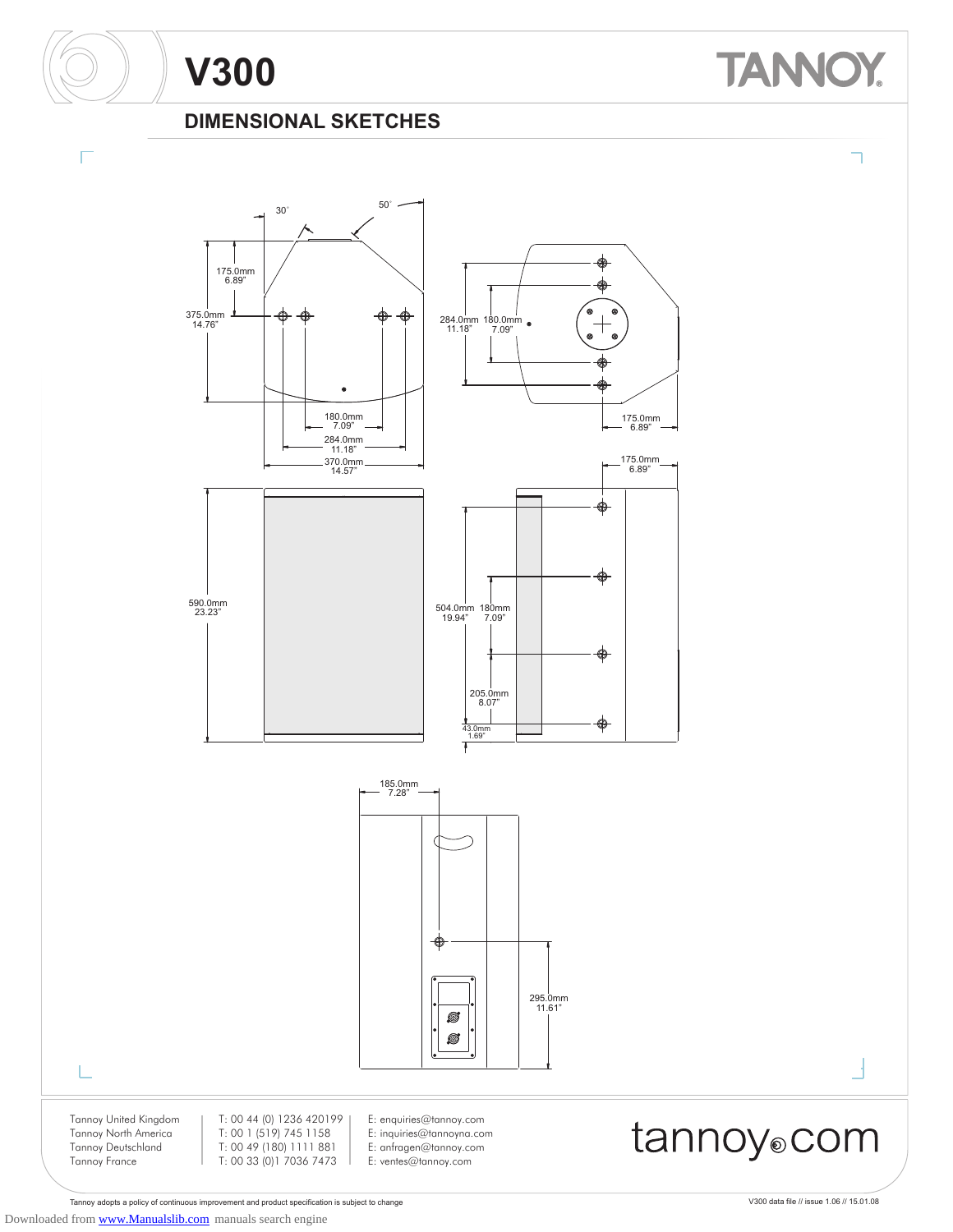# V300

## DIMENSIONAL SKETCHES

30˚

50˚

175.0mm
6.89"

375.0mm
14.76"

180.0mm
7.09"

284.0mm
11.18"

370.0mm
14.57"

284.0mm
11.18"

180.0mm
7.09"

175.0mm
6.89"

175.0mm
6.89"

590.0mm
23.23"

504.0mm
19.94"

180mm
7.09"

205.0mm
8.07"

43.0mm
1.69"

185.0mm
7.28"

295.0mm
11.61"

Tannoy United Kingdom | T: 00 44 (0) 1236 420199 | E: enquiries@tannoy.com
Tannoy North America | T: 00 1 (519) 745 1158 | E: inquiries@tannoyna.com
Tannoy Deutschland | T: 00 49 (180) 1111 881 | E: anfragen@tannoy.com
Tannoy France | T: 00 33 (0)1 7036 7473 | E: ventes@tannoy.com

tannoy.com

Tannoy adopts a policy of continuous improvement and product specification is subject to change

V300 data file // issue 1.06 // 15.01.08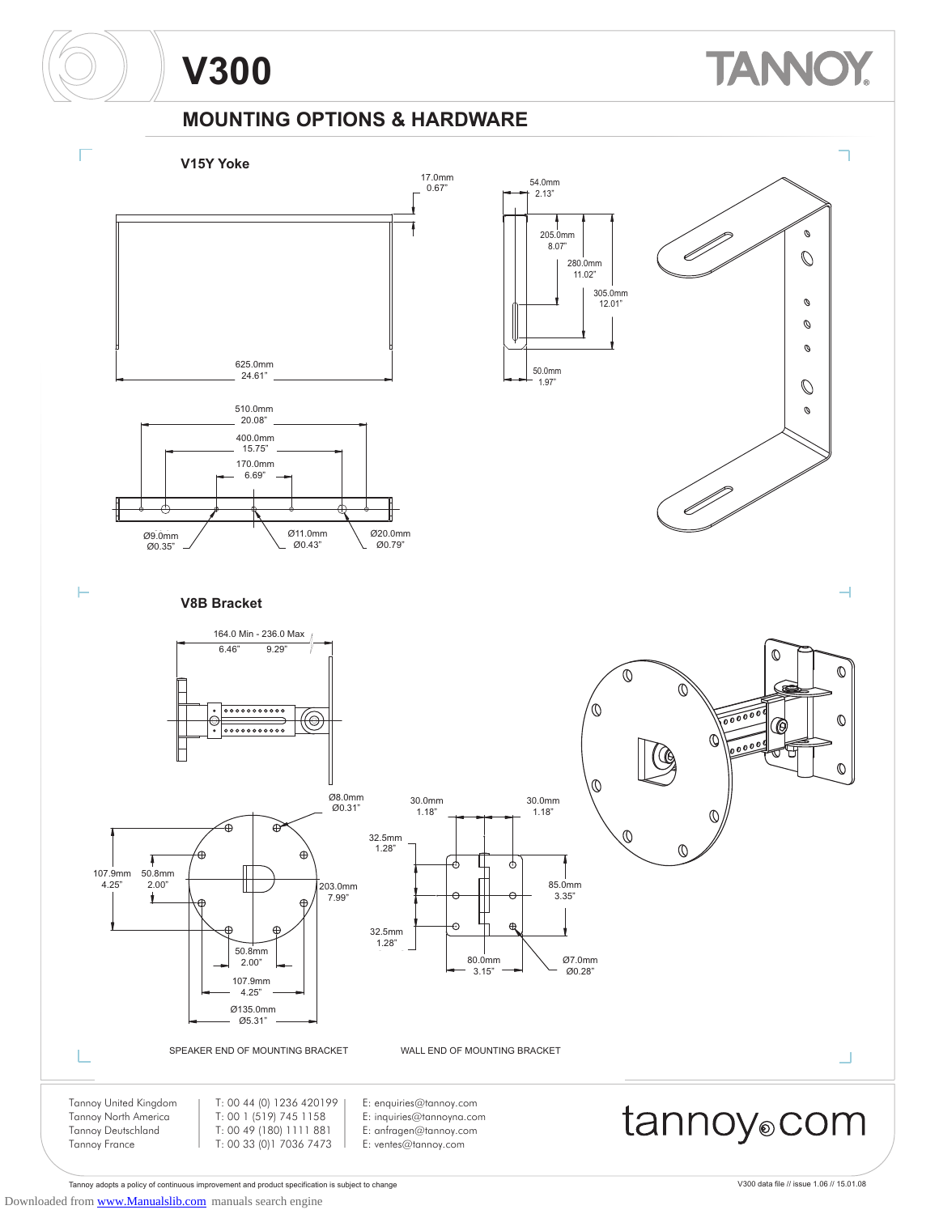# V300

## MOUNTING OPTIONS & HARDWARE

### V15Y Yoke

17.0mm
0.67"

625.0mm
24.61"

54.0mm
2.13"

205.0mm
8.07"

280.0mm
11.02"

305.0mm
12.01"

50.0mm
1.97"

510.0mm
20.08"

400.0mm
15.75"

170.0mm
6.69"

Ø9.0mm
Ø0.35"

Ø11.0mm
Ø0.43"

Ø20.0mm
Ø0.79"

### V8B Bracket

164.0 Min - 236.0 Max
6.46" 9.29"

Ø8.0mm
Ø0.31"

107.9mm
4.25"

50.8mm
2.00"

203.0mm
7.99"

50.8mm
2.00"

107.9mm
4.25"

Ø135.0mm
Ø5.31"

30.0mm
1.18"

30.0mm
1.18"

32.5mm
1.28"

85.0mm
3.35"

32.5mm
1.28"

80.0mm
3.15"

Ø7.0mm
Ø0.28"

SPEAKER END OF MOUNTING BRACKET

WALL END OF MOUNTING BRACKET

Tannoy United Kingdom | T: 00 44 (0) 1236 420199 | E: enquiries@tannoy.com
Tannoy North America | T: 00 1 (519) 745 1158 | E: inquiries@tannoyna.com
Tannoy Deutschland | T: 00 49 (180) 1111 881 | E: anfragen@tannoy.com
Tannoy France | T: 00 33 (0)1 7036 7473 | E: ventes@tannoy.com

tannoy.com

Tannoy adopts a policy of continuous improvement and product specification is subject to change

V300 data file // issue 1.06 // 15.01.08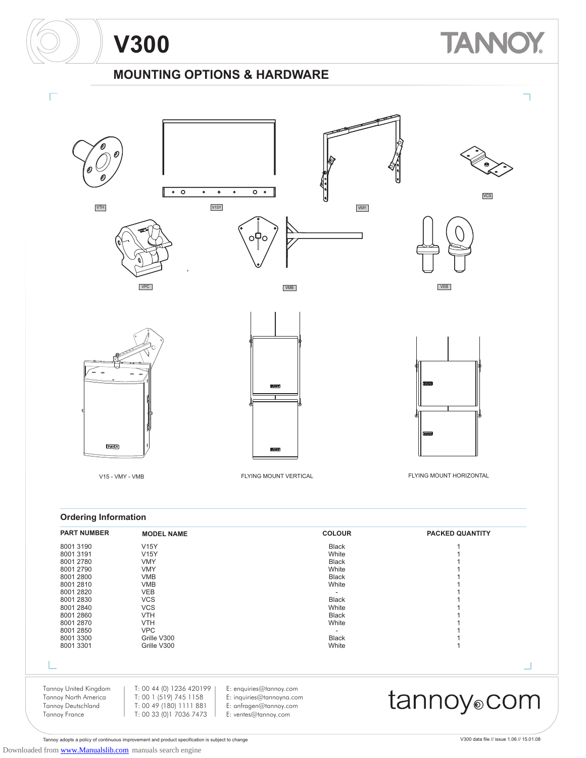# V300

## MOUNTING OPTIONS & HARDWARE

VTH

V15Y

VMY

VCS

VPC

VMB

VEB

V15 - VMY - VMB

FLYING MOUNT VERTICAL

FLYING MOUNT HORIZONTAL

### Ordering Information

| PART NUMBER | MODEL NAME | COLOUR | PACKED QUANTITY |
|---|---|---|---|
| 8001 3190 | V15Y | Black | 1 |
| 8001 3191 | V15Y | White | 1 |
| 8001 2780 | VMY | Black | 1 |
| 8001 2790 | VMY | White | 1 |
| 8001 2800 | VMB | Black | 1 |
| 8001 2810 | VMB | White | 1 |
| 8001 2820 | VEB | - | 1 |
| 8001 2830 | VCS | Black | 1 |
| 8001 2840 | VCS | White | 1 |
| 8001 2860 | VTH | Black | 1 |
| 8001 2870 | VTH | White | 1 |
| 8001 2850 | VPC | - | 1 |
| 8001 3300 | Grille V300 | Black | 1 |
| 8001 3301 | Grille V300 | White | 1 |

Tannoy United Kingdom | T: 00 44 (0) 1236 420199 | E: enquiries@tannoy.com
Tannoy North America | T: 00 1 (519) 745 1158 | E: inquiries@tannoyna.com
Tannoy Deutschland | T: 00 49 (180) 1111 881 | E: anfragen@tannoy.com
Tannoy France | T: 00 33 (0)1 7036 7473 | E: ventes@tannoy.com

tannoy.com

Tannoy adopts a policy of continuous improvement and product specification is subject to change

V300 data file // issue 1.06 // 15.01.08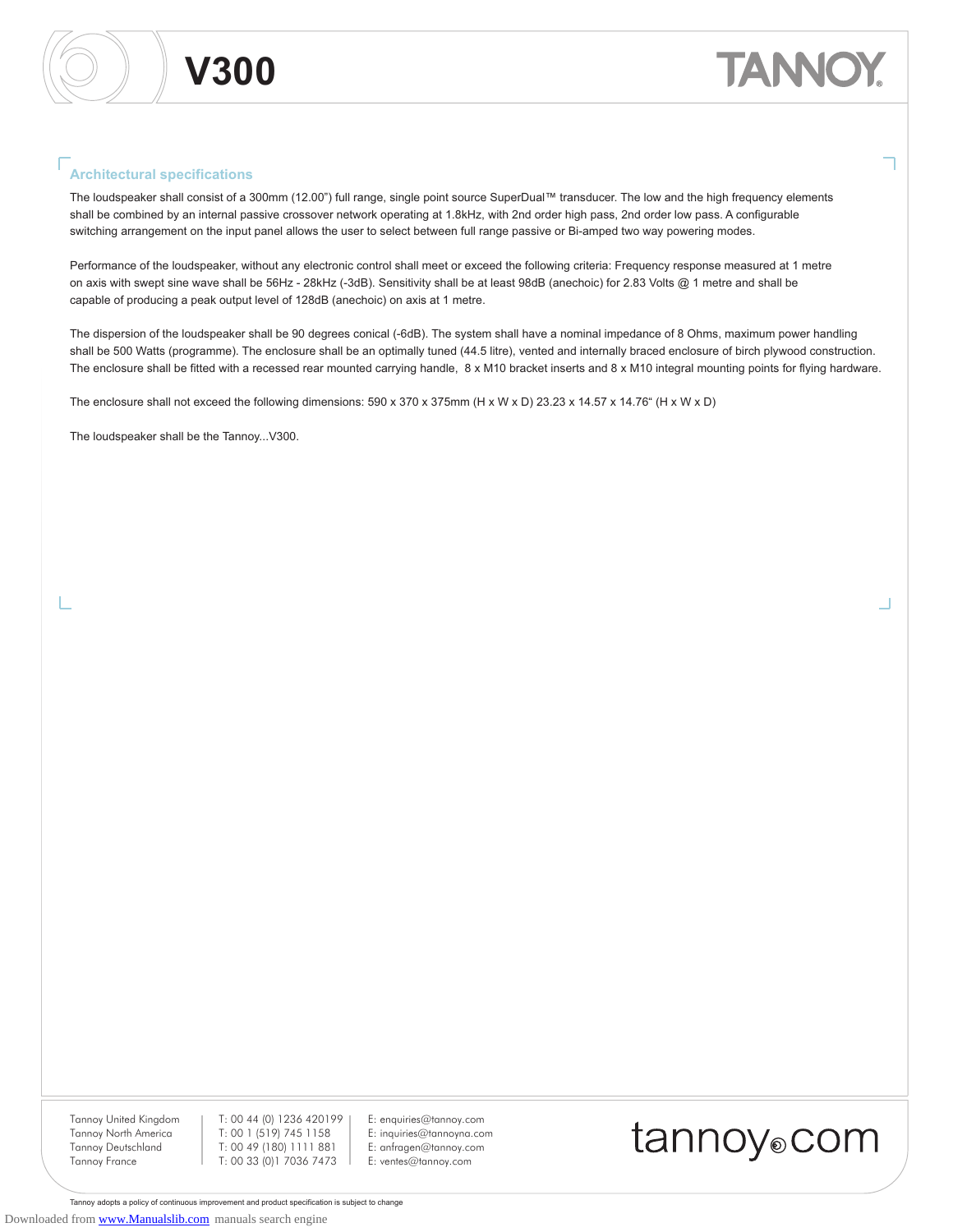# V300

## Architectural specifications

The loudspeaker shall consist of a 300mm (12.00") full range, single point source SuperDual™ transducer. The low and the high frequency elements shall be combined by an internal passive crossover network operating at 1.8kHz, with 2nd order high pass, 2nd order low pass. A configurable switching arrangement on the input panel allows the user to select between full range passive or Bi-amped two way powering modes.

Performance of the loudspeaker, without any electronic control shall meet or exceed the following criteria: Frequency response measured at 1 metre on axis with swept sine wave shall be 56Hz - 28kHz (-3dB). Sensitivity shall be at least 98dB (anechoic) for 2.83 Volts @ 1 metre and shall be capable of producing a peak output level of 128dB (anechoic) on axis at 1 metre.

The dispersion of the loudspeaker shall be 90 degrees conical (-6dB). The system shall have a nominal impedance of 8 Ohms, maximum power handling shall be 500 Watts (programme). The enclosure shall be an optimally tuned (44.5 litre), vented and internally braced enclosure of birch plywood construction. The enclosure shall be fitted with a recessed rear mounted carrying handle, 8 x M10 bracket inserts and 8 x M10 integral mounting points for flying hardware.

The enclosure shall not exceed the following dimensions: 590 x 370 x 375mm (H x W x D) 23.23 x 14.57 x 14.76" (H x W x D)

The loudspeaker shall be the Tannoy...V300.

| | | |
|---|---|---|
| Tannoy United Kingdom | T: 00 44 (0) 1236 420199 | E: enquiries@tannoy.com |
| Tannoy North America | T: 00 1 (519) 745 1158 | E: inquiries@tannoyna.com |
| Tannoy Deutschland | T: 00 49 (180) 1111 881 | E: anfragen@tannoy.com |
| Tannoy France | T: 00 33 (0)1 7036 7473 | E: ventes@tannoy.com |

tannoy.com

Tannoy adopts a policy of continuous improvement and product specification is subject to change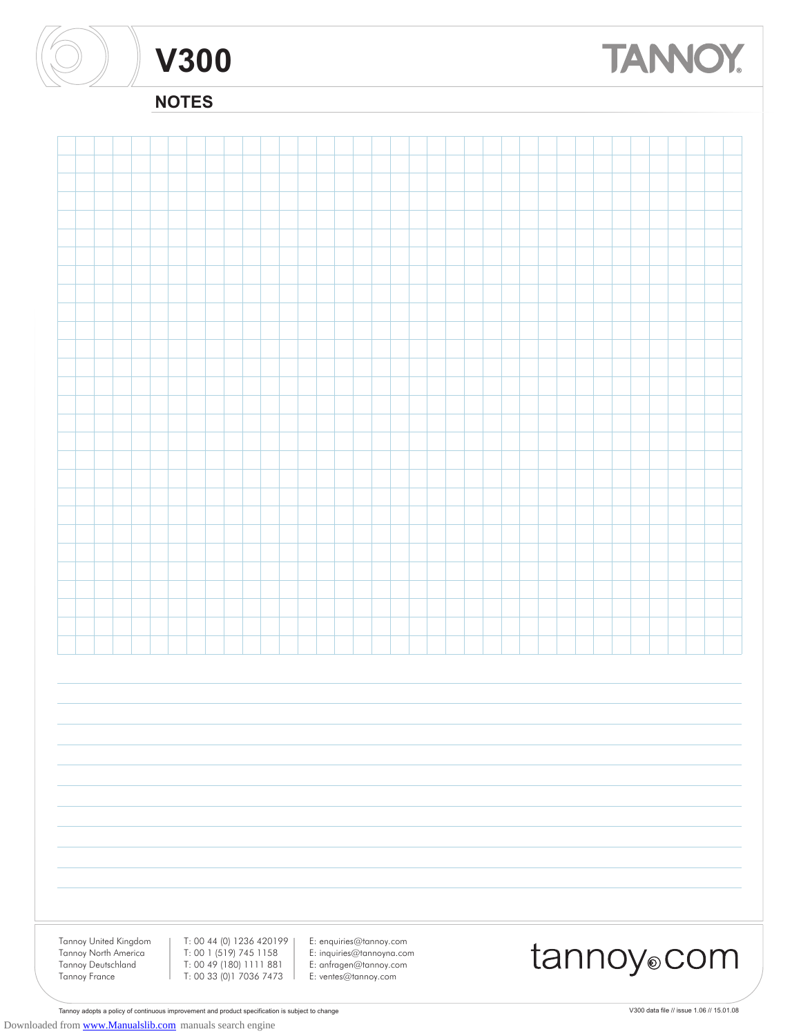# V300

## NOTES

| | | |
|---|---|---|
| Tannoy United Kingdom | T: 00 44 (0) 1236 420199 | E: enquiries@tannoy.com |
| Tannoy North America | T: 00 1 (519) 745 1158 | E: inquiries@tannoyna.com |
| Tannoy Deutschland | T: 00 49 (180) 1111 881 | E: anfragen@tannoy.com |
| Tannoy France | T: 00 33 (0)1 7036 7473 | E: ventes@tannoy.com |

tannoy.com

Tannoy adopts a policy of continuous improvement and product specification is subject to change

V300 data file // issue 1.06 // 15.01.08